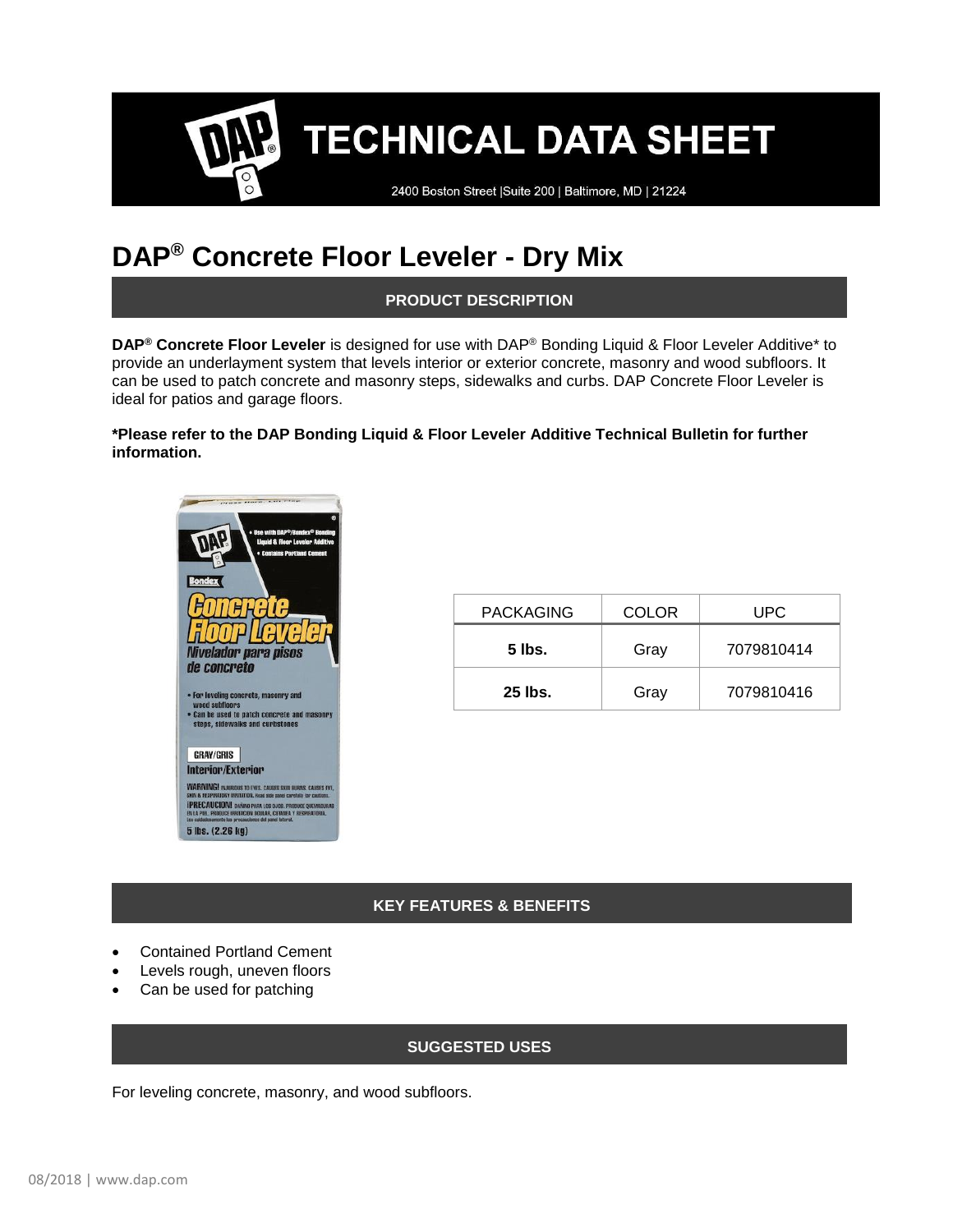# TECHNICAL DATA SHEET

2400 Boston Street |Suite 200 | Baltimore, MD | 21224

# DAP® Concrete Floor Leveler - Dry Mix

## PRODUCT DESCRIPTION

**DAP® Concrete Floor Leveler** is designed for use with DAP® Bonding Liquid & Floor Leveler Additive* to provide an underlayment system that levels interior or exterior concrete, masonry and wood subfloors. It can be used to patch concrete and masonry steps, sidewalks and curbs. DAP Concrete Floor Leveler is ideal for patios and garage floors.

**\*Please refer to the DAP Bonding Liquid & Floor Leveler Additive Technical Bulletin for further information.**

| PACKAGING | COLOR | UPC |
|---|---|---|
| **5 lbs.** | Gray | 7079810414 |
| **25 lbs.** | Gray | 7079810416 |

## KEY FEATURES & BENEFITS

- Contained Portland Cement
- Levels rough, uneven floors
- Can be used for patching

## SUGGESTED USES

For leveling concrete, masonry, and wood subfloors.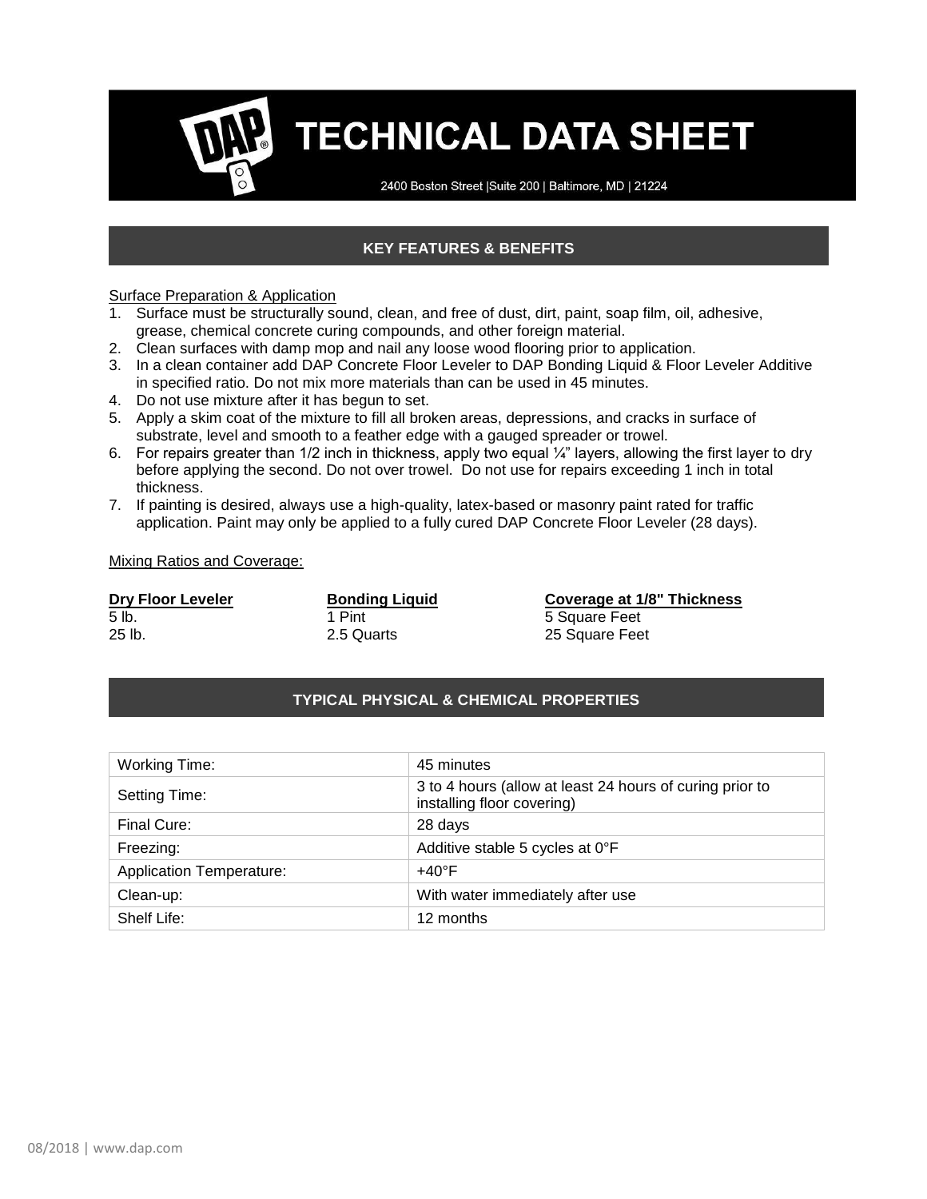# TECHNICAL DATA SHEET

2400 Boston Street |Suite 200 | Baltimore, MD | 21224

## KEY FEATURES & BENEFITS

Surface Preparation & Application

1. Surface must be structurally sound, clean, and free of dust, dirt, paint, soap film, oil, adhesive, grease, chemical concrete curing compounds, and other foreign material.
2. Clean surfaces with damp mop and nail any loose wood flooring prior to application.
3. In a clean container add DAP Concrete Floor Leveler to DAP Bonding Liquid & Floor Leveler Additive in specified ratio. Do not mix more materials than can be used in 45 minutes.
4. Do not use mixture after it has begun to set.
5. Apply a skim coat of the mixture to fill all broken areas, depressions, and cracks in surface of substrate, level and smooth to a feather edge with a gauged spreader or trowel.
6. For repairs greater than 1/2 inch in thickness, apply two equal ¼" layers, allowing the first layer to dry before applying the second. Do not over trowel. Do not use for repairs exceeding 1 inch in total thickness.
7. If painting is desired, always use a high-quality, latex-based or masonry paint rated for traffic application. Paint may only be applied to a fully cured DAP Concrete Floor Leveler (28 days).

Mixing Ratios and Coverage:

| Dry Floor Leveler | Bonding Liquid | Coverage at 1/8" Thickness |
|---|---|---|
| 5 lb. | 1 Pint | 5 Square Feet |
| 25 lb. | 2.5 Quarts | 25 Square Feet |

## TYPICAL PHYSICAL & CHEMICAL PROPERTIES

| | |
|---|---|
| Working Time: | 45 minutes |
| Setting Time: | 3 to 4 hours (allow at least 24 hours of curing prior to installing floor covering) |
| Final Cure: | 28 days |
| Freezing: | Additive stable 5 cycles at 0°F |
| Application Temperature: | +40°F |
| Clean-up: | With water immediately after use |
| Shelf Life: | 12 months |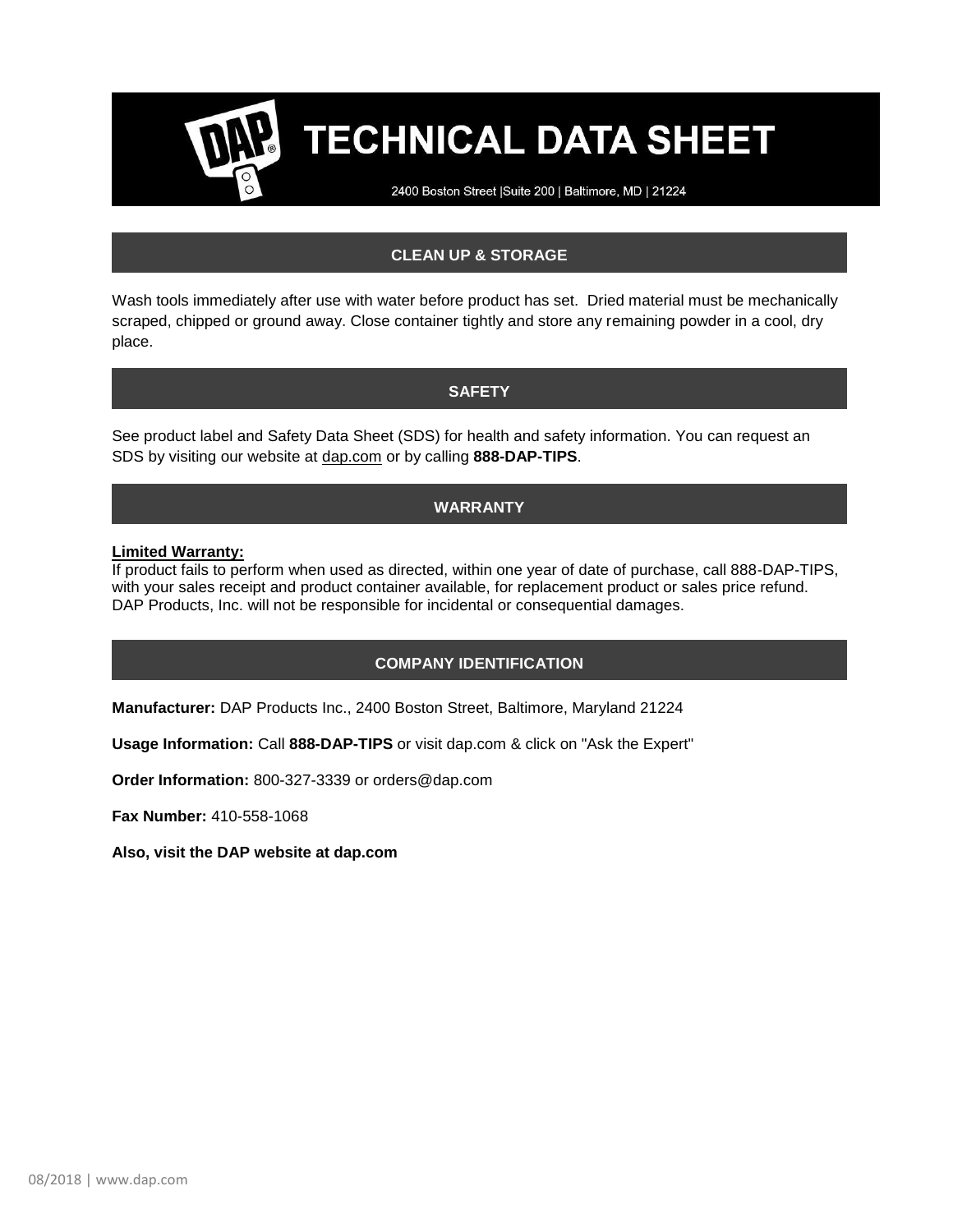# TECHNICAL DATA SHEET

2400 Boston Street |Suite 200 | Baltimore, MD | 21224

## CLEAN UP & STORAGE

Wash tools immediately after use with water before product has set. Dried material must be mechanically scraped, chipped or ground away. Close container tightly and store any remaining powder in a cool, dry place.

## SAFETY

See product label and Safety Data Sheet (SDS) for health and safety information. You can request an SDS by visiting our website at dap.com or by calling **888-DAP-TIPS**.

## WARRANTY

**Limited Warranty:**
If product fails to perform when used as directed, within one year of date of purchase, call 888-DAP-TIPS, with your sales receipt and product container available, for replacement product or sales price refund. DAP Products, Inc. will not be responsible for incidental or consequential damages.

## COMPANY IDENTIFICATION

**Manufacturer:** DAP Products Inc., 2400 Boston Street, Baltimore, Maryland 21224

**Usage Information:** Call **888-DAP-TIPS** or visit dap.com & click on "Ask the Expert"

**Order Information:** 800-327-3339 or orders@dap.com

**Fax Number:** 410-558-1068

**Also, visit the DAP website at dap.com**